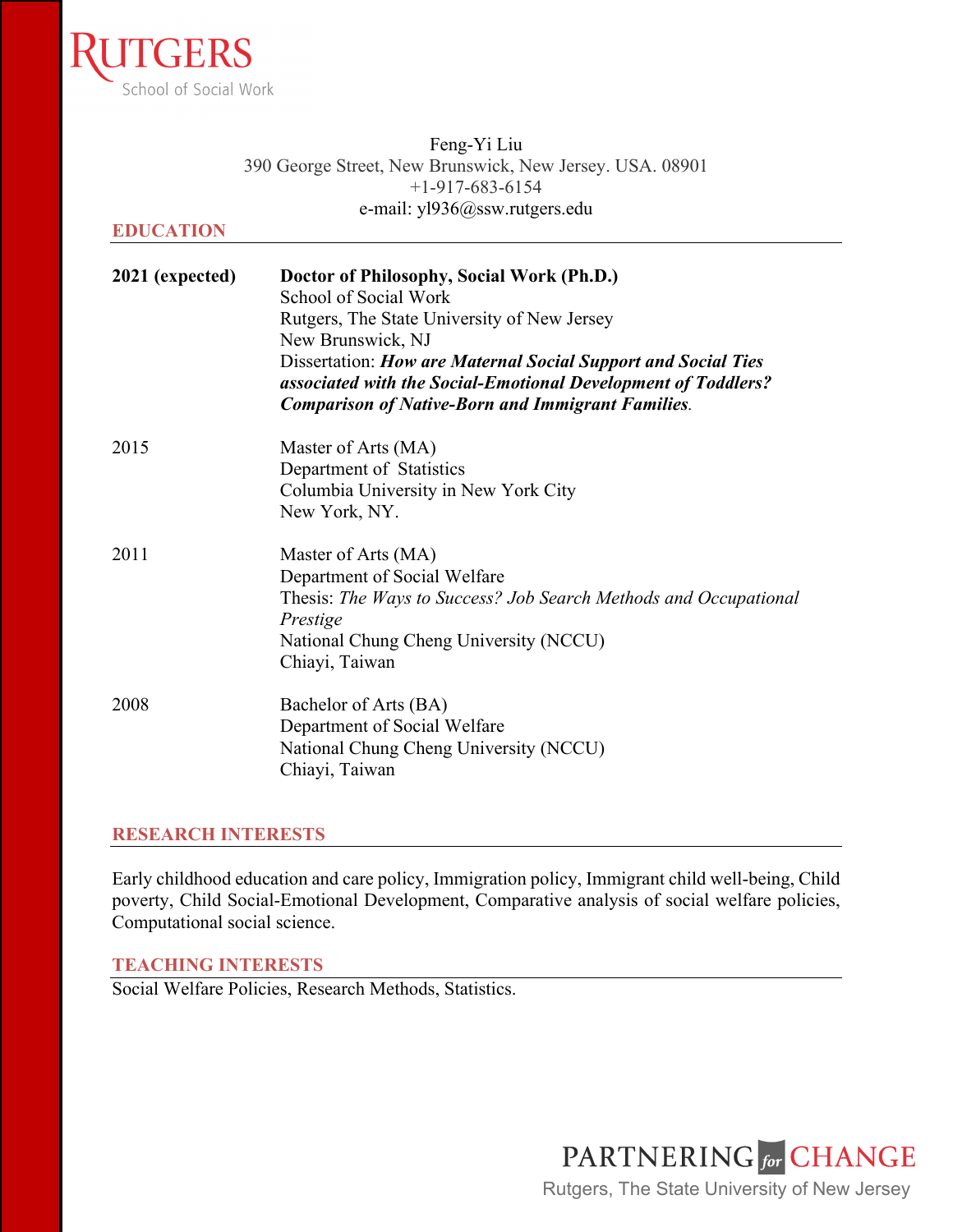Rutgers School of Social Work

Feng-Yi Liu
390 George Street, New Brunswick, New Jersey. USA. 08901
+1-917-683-6154
e-mail: yl936@ssw.rutgers.edu

## EDUCATION

**2021 (expected)** — **Doctor of Philosophy, Social Work (Ph.D.)**
School of Social Work
Rutgers, The State University of New Jersey
New Brunswick, NJ
Dissertation: ***How are Maternal Social Support and Social Ties associated with the Social-Emotional Development of Toddlers? Comparison of Native-Born and Immigrant Families***.

2015 — Master of Arts (MA)
Department of Statistics
Columbia University in New York City
New York, NY.

2011 — Master of Arts (MA)
Department of Social Welfare
Thesis: *The Ways to Success? Job Search Methods and Occupational Prestige*
National Chung Cheng University (NCCU)
Chiayi, Taiwan

2008 — Bachelor of Arts (BA)
Department of Social Welfare
National Chung Cheng University (NCCU)
Chiayi, Taiwan

## RESEARCH INTERESTS

Early childhood education and care policy, Immigration policy, Immigrant child well-being, Child poverty, Child Social-Emotional Development, Comparative analysis of social welfare policies, Computational social science.

## TEACHING INTERESTS

Social Welfare Policies, Research Methods, Statistics.

PARTNERING for CHANGE
Rutgers, The State University of New Jersey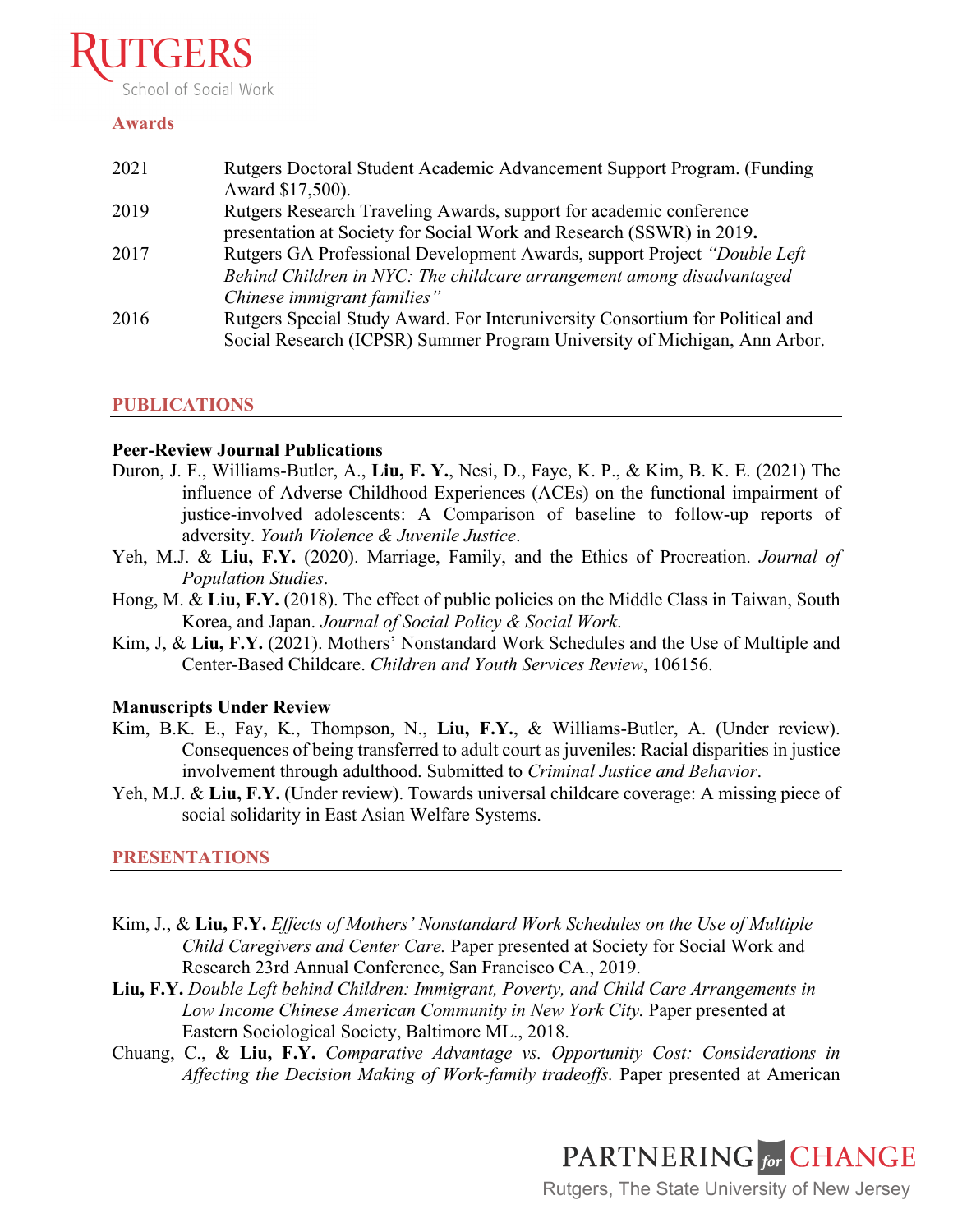## Awards

| | |
|---|---|
| 2021 | Rutgers Doctoral Student Academic Advancement Support Program. (Funding Award $17,500). |
| 2019 | Rutgers Research Traveling Awards, support for academic conference presentation at Society for Social Work and Research (SSWR) in 2019**.** |
| 2017 | Rutgers GA Professional Development Awards, support Project *"Double Left Behind Children in NYC: The childcare arrangement among disadvantaged Chinese immigrant families"* |
| 2016 | Rutgers Special Study Award. For Interuniversity Consortium for Political and Social Research (ICPSR) Summer Program University of Michigan, Ann Arbor. |

## PUBLICATIONS

**Peer-Review Journal Publications**

Duron, J. F., Williams-Butler, A., **Liu, F. Y.**, Nesi, D., Faye, K. P., & Kim, B. K. E. (2021) The influence of Adverse Childhood Experiences (ACEs) on the functional impairment of justice-involved adolescents: A Comparison of baseline to follow-up reports of adversity. *Youth Violence & Juvenile Justice*.

Yeh, M.J. & **Liu, F.Y.** (2020). Marriage, Family, and the Ethics of Procreation. *Journal of Population Studies*.

Hong, M. & **Liu, F.Y.** (2018). The effect of public policies on the Middle Class in Taiwan, South Korea, and Japan. *Journal of Social Policy & Social Work*.

Kim, J, & **Liu, F.Y.** (2021). Mothers' Nonstandard Work Schedules and the Use of Multiple and Center-Based Childcare. *Children and Youth Services Review*, 106156.

**Manuscripts Under Review**

Kim, B.K. E., Fay, K., Thompson, N., **Liu, F.Y.**, & Williams-Butler, A. (Under review). Consequences of being transferred to adult court as juveniles: Racial disparities in justice involvement through adulthood. Submitted to *Criminal Justice and Behavior*.

Yeh, M.J. & **Liu, F.Y.** (Under review). Towards universal childcare coverage: A missing piece of social solidarity in East Asian Welfare Systems.

## PRESENTATIONS

Kim, J., & **Liu, F.Y.** *Effects of Mothers' Nonstandard Work Schedules on the Use of Multiple Child Caregivers and Center Care.* Paper presented at Society for Social Work and Research 23rd Annual Conference, San Francisco CA., 2019.

**Liu, F.Y.** *Double Left behind Children: Immigrant, Poverty, and Child Care Arrangements in Low Income Chinese American Community in New York City.* Paper presented at Eastern Sociological Society, Baltimore ML., 2018.

Chuang, C., & **Liu, F.Y.** *Comparative Advantage vs. Opportunity Cost: Considerations in Affecting the Decision Making of Work-family tradeoffs.* Paper presented at American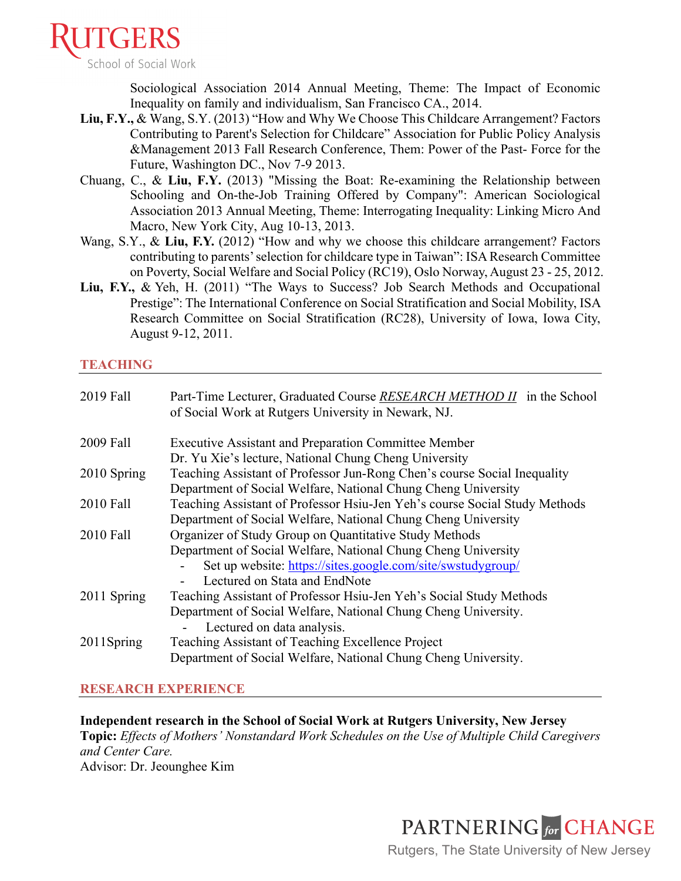Sociological Association 2014 Annual Meeting, Theme: The Impact of Economic Inequality on family and individualism, San Francisco CA., 2014.

**Liu, F.Y.,** & Wang, S.Y. (2013) "How and Why We Choose This Childcare Arrangement? Factors Contributing to Parent's Selection for Childcare" Association for Public Policy Analysis &Management 2013 Fall Research Conference, Them: Power of the Past- Force for the Future, Washington DC., Nov 7-9 2013.

Chuang, C., & **Liu, F.Y.** (2013) "Missing the Boat: Re-examining the Relationship between Schooling and On-the-Job Training Offered by Company": American Sociological Association 2013 Annual Meeting, Theme: Interrogating Inequality: Linking Micro And Macro, New York City, Aug 10-13, 2013.

Wang, S.Y., & **Liu, F.Y.** (2012) "How and why we choose this childcare arrangement? Factors contributing to parents' selection for childcare type in Taiwan": ISA Research Committee on Poverty, Social Welfare and Social Policy (RC19), Oslo Norway, August 23 - 25, 2012.

**Liu, F.Y.,** & Yeh, H. (2011) "The Ways to Success? Job Search Methods and Occupational Prestige": The International Conference on Social Stratification and Social Mobility, ISA Research Committee on Social Stratification (RC28), University of Iowa, Iowa City, August 9-12, 2011.

## TEACHING

2019 Fall — Part-Time Lecturer, Graduated Course *RESEARCH METHOD II* in the School of Social Work at Rutgers University in Newark, NJ.

2009 Fall — Executive Assistant and Preparation Committee Member
Dr. Yu Xie's lecture, National Chung Cheng University

2010 Spring — Teaching Assistant of Professor Jun-Rong Chen's course Social Inequality
Department of Social Welfare, National Chung Cheng University

2010 Fall — Teaching Assistant of Professor Hsiu-Jen Yeh's course Social Study Methods
Department of Social Welfare, National Chung Cheng University

2010 Fall — Organizer of Study Group on Quantitative Study Methods
Department of Social Welfare, National Chung Cheng University
- Set up website: https://sites.google.com/site/swstudygroup/
- Lectured on Stata and EndNote

2011 Spring — Teaching Assistant of Professor Hsiu-Jen Yeh's Social Study Methods
Department of Social Welfare, National Chung Cheng University.
- Lectured on data analysis.

2011Spring — Teaching Assistant of Teaching Excellence Project
Department of Social Welfare, National Chung Cheng University.

## RESEARCH EXPERIENCE

**Independent research in the School of Social Work at Rutgers University, New Jersey**
**Topic:** *Effects of Mothers' Nonstandard Work Schedules on the Use of Multiple Child Caregivers and Center Care.*
Advisor: Dr. Jeounghee Kim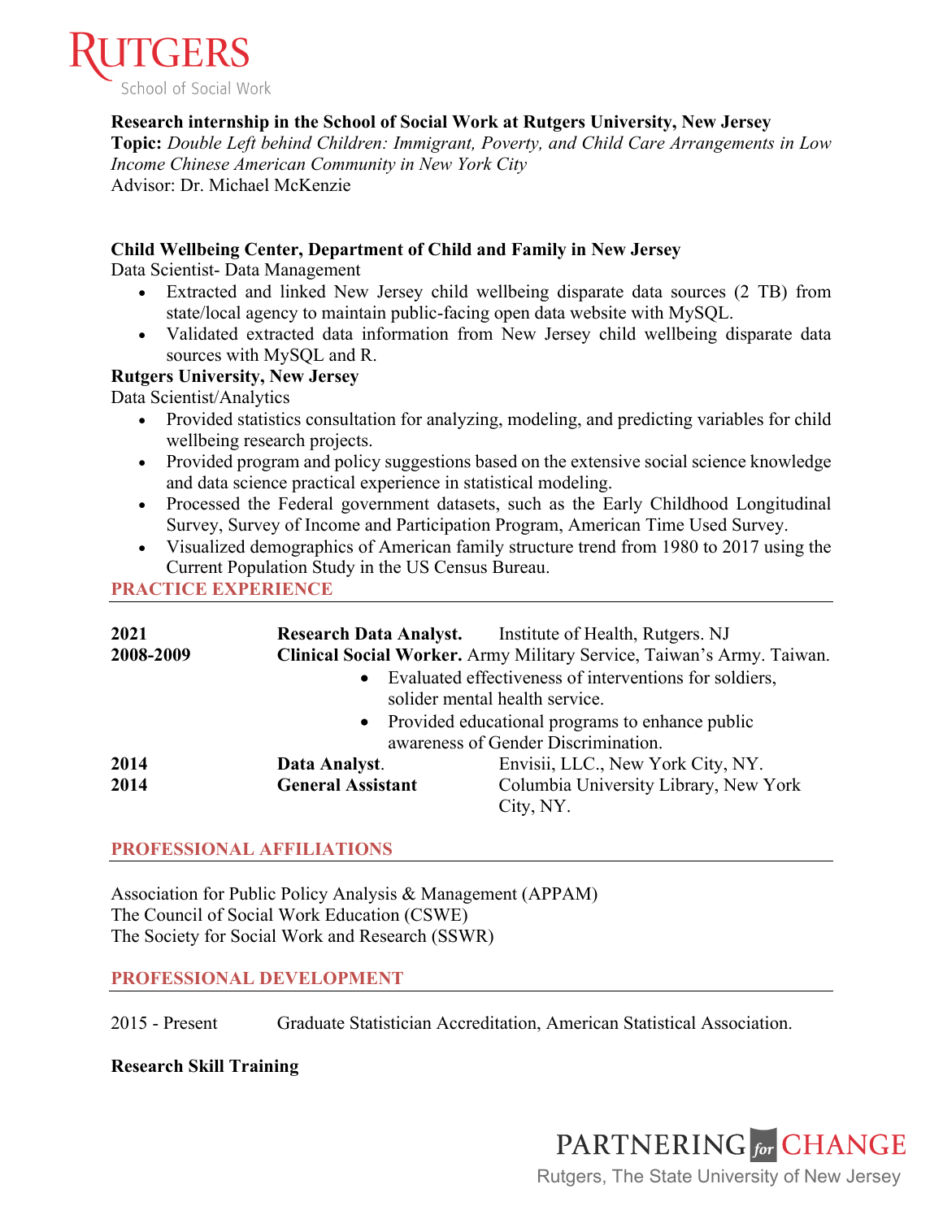**Research internship in the School of Social Work at Rutgers University, New Jersey**
**Topic:** *Double Left behind Children: Immigrant, Poverty, and Child Care Arrangements in Low Income Chinese American Community in New York City*
Advisor: Dr. Michael McKenzie

**Child Wellbeing Center, Department of Child and Family in New Jersey**
Data Scientist- Data Management

- Extracted and linked New Jersey child wellbeing disparate data sources (2 TB) from state/local agency to maintain public-facing open data website with MySQL.
- Validated extracted data information from New Jersey child wellbeing disparate data sources with MySQL and R.

**Rutgers University, New Jersey**
Data Scientist/Analytics

- Provided statistics consultation for analyzing, modeling, and predicting variables for child wellbeing research projects.
- Provided program and policy suggestions based on the extensive social science knowledge and data science practical experience in statistical modeling.
- Processed the Federal government datasets, such as the Early Childhood Longitudinal Survey, Survey of Income and Participation Program, American Time Used Survey.
- Visualized demographics of American family structure trend from 1980 to 2017 using the Current Population Study in the US Census Bureau.

## PRACTICE EXPERIENCE

**2021** — **Research Data Analyst.** Institute of Health, Rutgers. NJ

**2008-2009** — **Clinical Social Worker.** Army Military Service, Taiwan's Army. Taiwan.

- Evaluated effectiveness of interventions for soldiers, solider mental health service.
- Provided educational programs to enhance public awareness of Gender Discrimination.

**2014** — **Data Analyst**. Envisii, LLC., New York City, NY.

**2014** — **General Assistant** Columbia University Library, New York City, NY.

## PROFESSIONAL AFFILIATIONS

Association for Public Policy Analysis & Management (APPAM)
The Council of Social Work Education (CSWE)
The Society for Social Work and Research (SSWR)

## PROFESSIONAL DEVELOPMENT

2015 - Present Graduate Statistician Accreditation, American Statistical Association.

**Research Skill Training**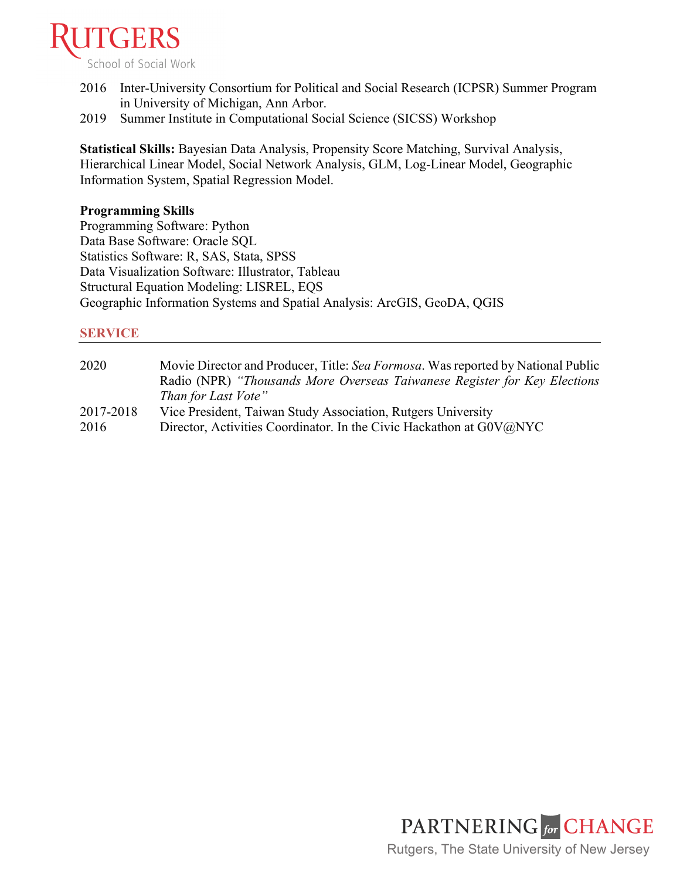2016 Inter-University Consortium for Political and Social Research (ICPSR) Summer Program in University of Michigan, Ann Arbor.

2019 Summer Institute in Computational Social Science (SICSS) Workshop

**Statistical Skills:** Bayesian Data Analysis, Propensity Score Matching, Survival Analysis, Hierarchical Linear Model, Social Network Analysis, GLM, Log-Linear Model, Geographic Information System, Spatial Regression Model.

**Programming Skills**

Programming Software: Python

Data Base Software: Oracle SQL

Statistics Software: R, SAS, Stata, SPSS

Data Visualization Software: Illustrator, Tableau

Structural Equation Modeling: LISREL, EQS

Geographic Information Systems and Spatial Analysis: ArcGIS, GeoDA, QGIS

## SERVICE

| | |
|---|---|
| 2020 | Movie Director and Producer, Title: *Sea Formosa*. Was reported by National Public Radio (NPR) *"Thousands More Overseas Taiwanese Register for Key Elections Than for Last Vote"* |
| 2017-2018 | Vice President, Taiwan Study Association, Rutgers University |
| 2016 | Director, Activities Coordinator. In the Civic Hackathon at G0V@NYC |